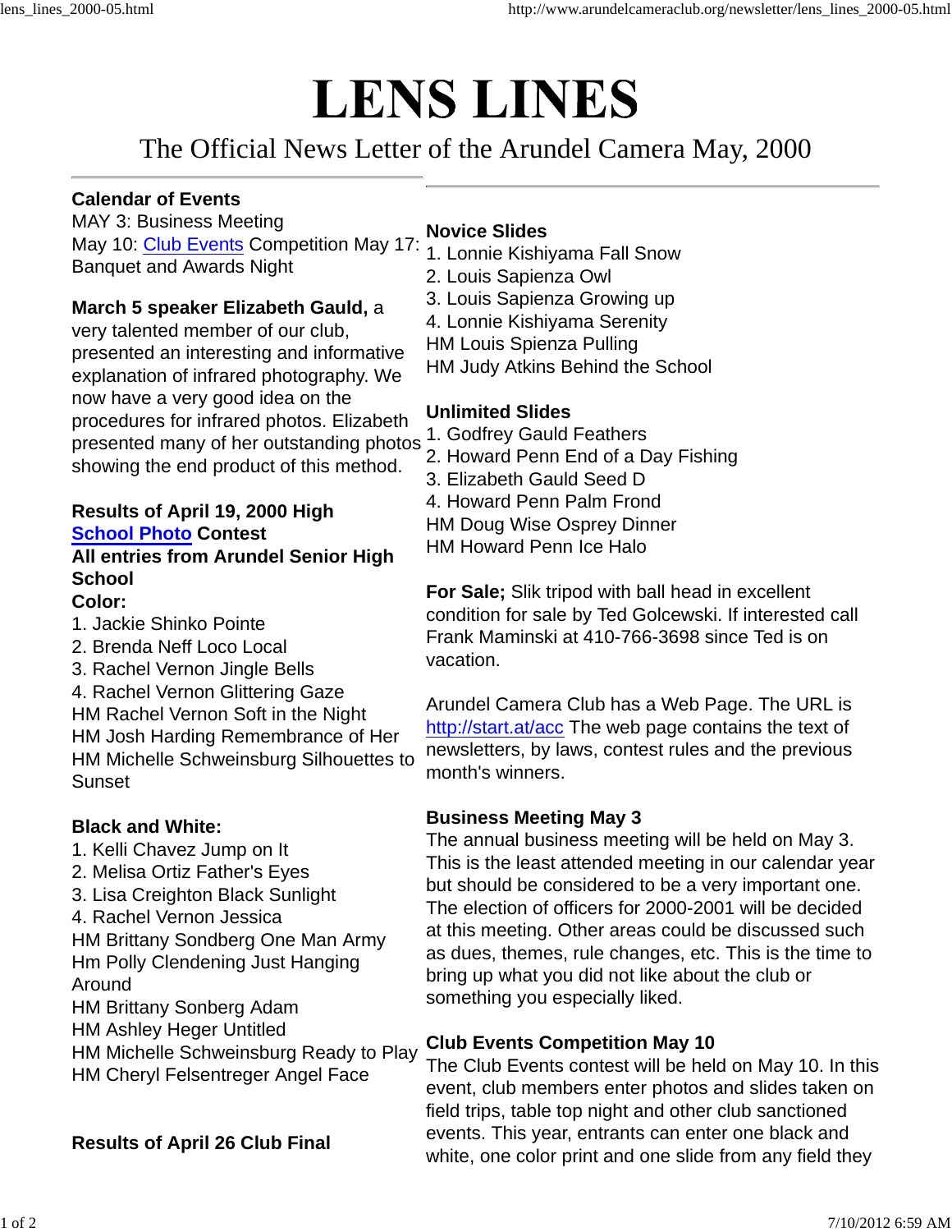# LENS LINES

The Official News Letter of the Arundel Camera May, 2000

---

**Calendar of Events**
MAY 3: Business Meeting
May 10: Club Events Competition May 17: Banquet and Awards Night

**March 5 speaker Elizabeth Gauld,** a very talented member of our club, presented an interesting and informative explanation of infrared photography. We now have a very good idea on the procedures for infrared photos. Elizabeth presented many of her outstanding photos showing the end product of this method.

**Results of April 19, 2000 High School Photo Contest**
**All entries from Arundel Senior High School**

**Color:**
1. Jackie Shinko Pointe
2. Brenda Neff Loco Local
3. Rachel Vernon Jingle Bells
4. Rachel Vernon Glittering Gaze

HM Rachel Vernon Soft in the Night
HM Josh Harding Remembrance of Her
HM Michelle Schweinsburg Silhouettes to Sunset

**Black and White:**
1. Kelli Chavez Jump on It
2. Melisa Ortiz Father's Eyes
3. Lisa Creighton Black Sunlight
4. Rachel Vernon Jessica

HM Brittany Sondberg One Man Army
Hm Polly Clendening Just Hanging Around
HM Brittany Sonberg Adam
HM Ashley Heger Untitled
HM Michelle Schweinsburg Ready to Play
HM Cheryl Felsentreger Angel Face

**Results of April 26 Club Final**

---

**Novice Slides**
1. Lonnie Kishiyama Fall Snow
2. Louis Sapienza Owl
3. Louis Sapienza Growing up
4. Lonnie Kishiyama Serenity

HM Louis Spienza Pulling
HM Judy Atkins Behind the School

**Unlimited Slides**
1. Godfrey Gauld Feathers
2. Howard Penn End of a Day Fishing
3. Elizabeth Gauld Seed D
4. Howard Penn Palm Frond

HM Doug Wise Osprey Dinner
HM Howard Penn Ice Halo

**For Sale;** Slik tripod with ball head in excellent condition for sale by Ted Golcewski. If interested call Frank Maminski at 410-766-3698 since Ted is on vacation.

Arundel Camera Club has a Web Page. The URL is http://start.at/acc The web page contains the text of newsletters, by laws, contest rules and the previous month's winners.

**Business Meeting May 3**
The annual business meeting will be held on May 3. This is the least attended meeting in our calendar year but should be considered to be a very important one. The election of officers for 2000-2001 will be decided at this meeting. Other areas could be discussed such as dues, themes, rule changes, etc. This is the time to bring up what you did not like about the club or something you especially liked.

**Club Events Competition May 10**
The Club Events contest will be held on May 10. In this event, club members enter photos and slides taken on field trips, table top night and other club sanctioned events. This year, entrants can enter one black and white, one color print and one slide from any field they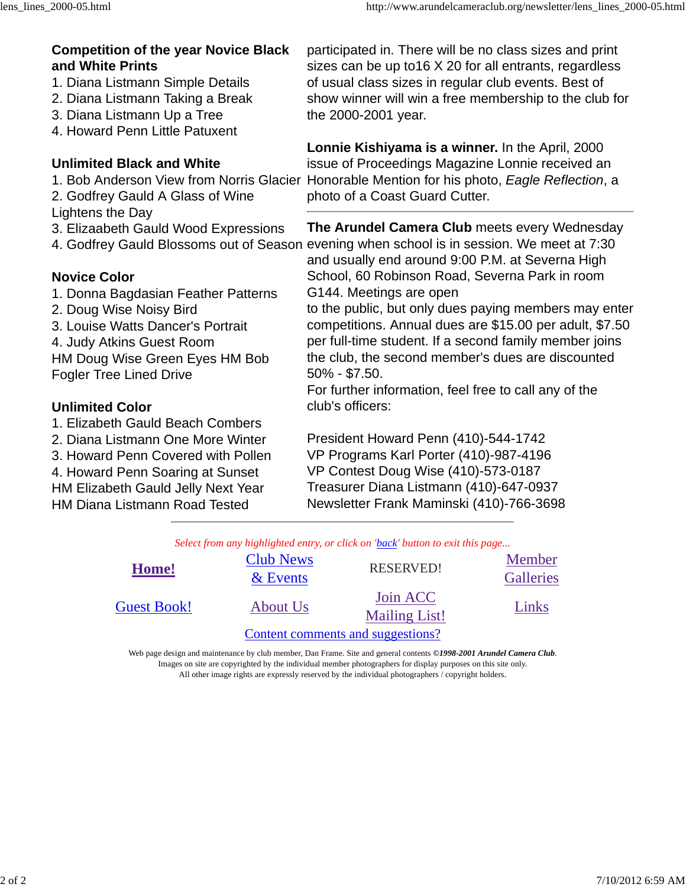**Competition of the year Novice Black and White Prints**

1. Diana Listmann Simple Details
2. Diana Listmann Taking a Break
3. Diana Listmann Up a Tree
4. Howard Penn Little Patuxent

**Unlimited Black and White**

1. Bob Anderson View from Norris Glacier
2. Godfrey Gauld A Glass of Wine Lightens the Day
3. Elizaabeth Gauld Wood Expressions
4. Godfrey Gauld Blossoms out of Season

**Novice Color**

1. Donna Bagdasian Feather Patterns
2. Doug Wise Noisy Bird
3. Louise Watts Dancer's Portrait
4. Judy Atkins Guest Room

HM Doug Wise Green Eyes HM Bob Fogler Tree Lined Drive

**Unlimited Color**

1. Elizabeth Gauld Beach Combers
2. Diana Listmann One More Winter
3. Howard Penn Covered with Pollen
4. Howard Penn Soaring at Sunset

HM Elizabeth Gauld Jelly Next Year
HM Diana Listmann Road Tested

participated in. There will be no class sizes and print sizes can be up to16 X 20 for all entrants, regardless of usual class sizes in regular club events. Best of show winner will win a free membership to the club for the 2000-2001 year.

**Lonnie Kishiyama is a winner.** In the April, 2000 issue of Proceedings Magazine Lonnie received an Honorable Mention for his photo, *Eagle Reflection*, a photo of a Coast Guard Cutter.

---

**The Arundel Camera Club** meets every Wednesday evening when school is in session. We meet at 7:30 and usually end around 9:00 P.M. at Severna High School, 60 Robinson Road, Severna Park in room G144. Meetings are open
to the public, but only dues paying members may enter competitions. Annual dues are $15.00 per adult, $7.50 per full-time student. If a second family member joins the club, the second member's dues are discounted 50% - $7.50.
For further information, feel free to call any of the club's officers:

President Howard Penn (410)-544-1742
VP Programs Karl Porter (410)-987-4196
VP Contest Doug Wise (410)-573-0187
Treasurer Diana Listmann (410)-647-0937
Newsletter Frank Maminski (410)-766-3698

---

*Select from any highlighted entry, or click on 'back' button to exit this page...*

| | | | |
|---|---|---|---|
| **Home!** | Club News & Events | RESERVED! | Member Galleries |
| Guest Book! | About Us | Join ACC Mailing List! | Links |

Content comments and suggestions?

Web page design and maintenance by club member, Dan Frame. Site and general contents ***©1998-2001 Arundel Camera Club***.
Images on site are copyrighted by the individual member photographers for display purposes on this site only.
All other image rights are expressly reserved by the individual photographers / copyright holders.